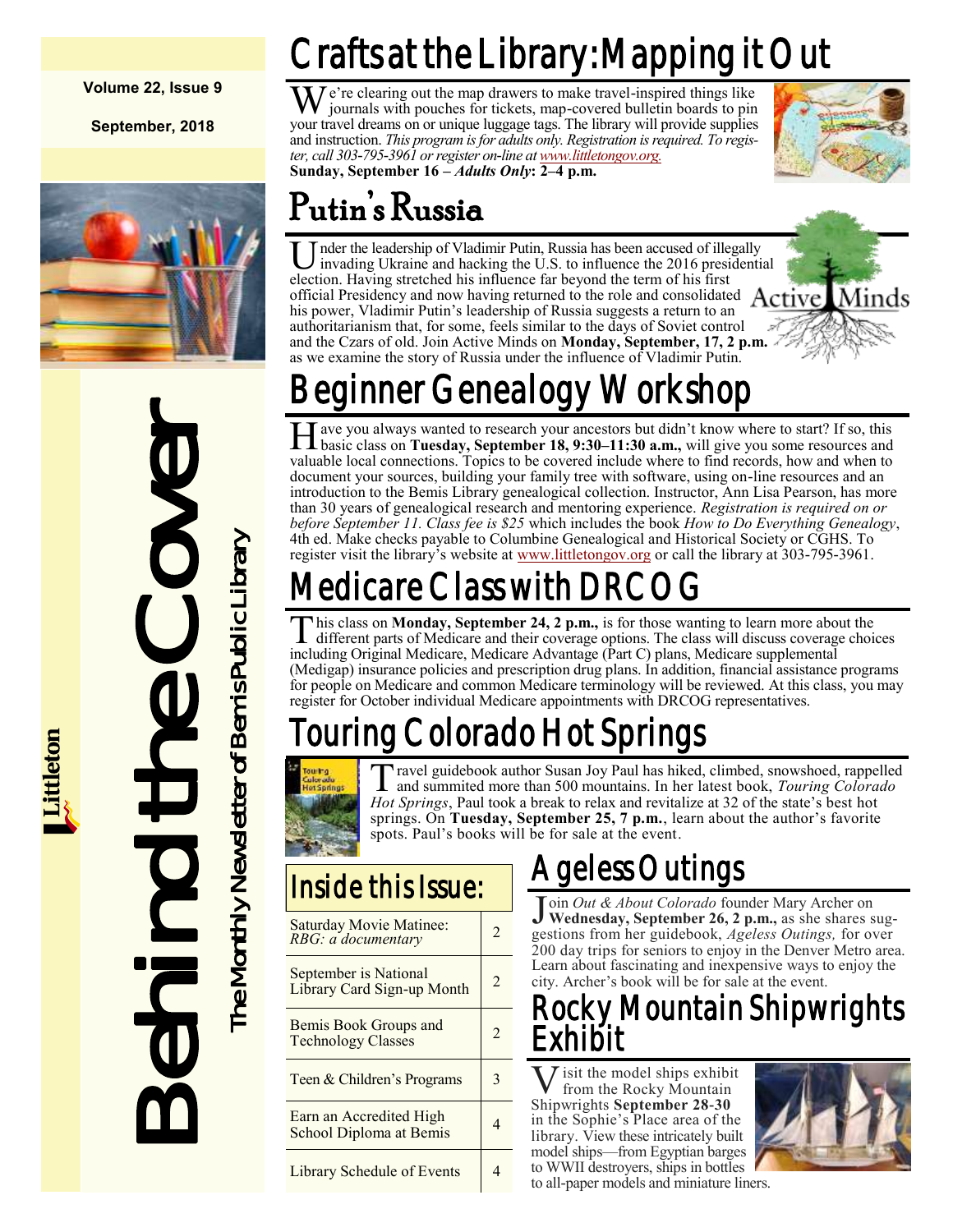**Volume 22, Issue 9**

**September, 2018**

# Behind the Cover

The Monthly Newsletter of Bemis Public Library

Littleton

## Crafts at the Library: Mapping it Out

We're clearing out the map drawers to make travel-inspired things like journals with pouches for tickets, map-covered bulletin boards to pin your travel dreams on or unique luggage tags. The library will provide supplies and instruction. *This program is for adults only. Registration is required. To register, call 303-795-3961 or register on-line at www.littletongov.org.*
**Sunday, September 16 – *Adults Only*: 2–4 p.m.**

## Putin's Russia

Under the leadership of Vladimir Putin, Russia has been accused of illegally invading Ukraine and hacking the U.S. to influence the 2016 presidential election. Having stretched his influence far beyond the term of his first official Presidency and now having returned to the role and consolidated his power, Vladimir Putin's leadership of Russia suggests a return to an authoritarianism that, for some, feels similar to the days of Soviet control and the Czars of old. Join Active Minds on **Monday, September, 17, 2 p.m.** as we examine the story of Russia under the influence of Vladimir Putin.

## Beginner Genealogy Workshop

Have you always wanted to research your ancestors but didn't know where to start? If so, this basic class on **Tuesday, September 18, 9:30–11:30 a.m.,** will give you some resources and valuable local connections. Topics to be covered include where to find records, how and when to document your sources, building your family tree with software, using on-line resources and an introduction to the Bemis Library genealogical collection. Instructor, Ann Lisa Pearson, has more than 30 years of genealogical research and mentoring experience. *Registration is required on or before September 11. Class fee is $25* which includes the book *How to Do Everything Genealogy*, 4th ed. Make checks payable to Columbine Genealogical and Historical Society or CGHS. To register visit the library's website at www.littletongov.org or call the library at 303-795-3961.

## Medicare Class with DRCOG

This class on **Monday, September 24, 2 p.m.,** is for those wanting to learn more about the different parts of Medicare and their coverage options. The class will discuss coverage choices including Original Medicare, Medicare Advantage (Part C) plans, Medicare supplemental (Medigap) insurance policies and prescription drug plans. In addition, financial assistance programs for people on Medicare and common Medicare terminology will be reviewed. At this class, you may register for October individual Medicare appointments with DRCOG representatives.

## Touring Colorado Hot Springs

Travel guidebook author Susan Joy Paul has hiked, climbed, snowshoed, rappelled and summited more than 500 mountains. In her latest book, *Touring Colorado Hot Springs*, Paul took a break to relax and revitalize at 32 of the state's best hot springs. On **Tuesday, September 25, 7 p.m.**, learn about the author's favorite spots. Paul's books will be for sale at the event.

## Inside this Issue:

| | |
|---|---|
| Saturday Movie Matinee: *RBG: a documentary* | 2 |
| September is National Library Card Sign-up Month | 2 |
| Bemis Book Groups and Technology Classes | 2 |
| Teen & Children's Programs | 3 |
| Earn an Accredited High School Diploma at Bemis | 4 |
| Library Schedule of Events | 4 |

## Ageless Outings

Join *Out & About Colorado* founder Mary Archer on **Wednesday, September 26, 2 p.m.,** as she shares suggestions from her guidebook, *Ageless Outings,* for over 200 day trips for seniors to enjoy in the Denver Metro area. Learn about fascinating and inexpensive ways to enjoy the city. Archer's book will be for sale at the event.

## Rocky Mountain Shipwrights Exhibit

Visit the model ships exhibit from the Rocky Mountain Shipwrights **September 28-30** in the Sophie's Place area of the library. View these intricately built model ships—from Egyptian barges to WWII destroyers, ships in bottles to all-paper models and miniature liners.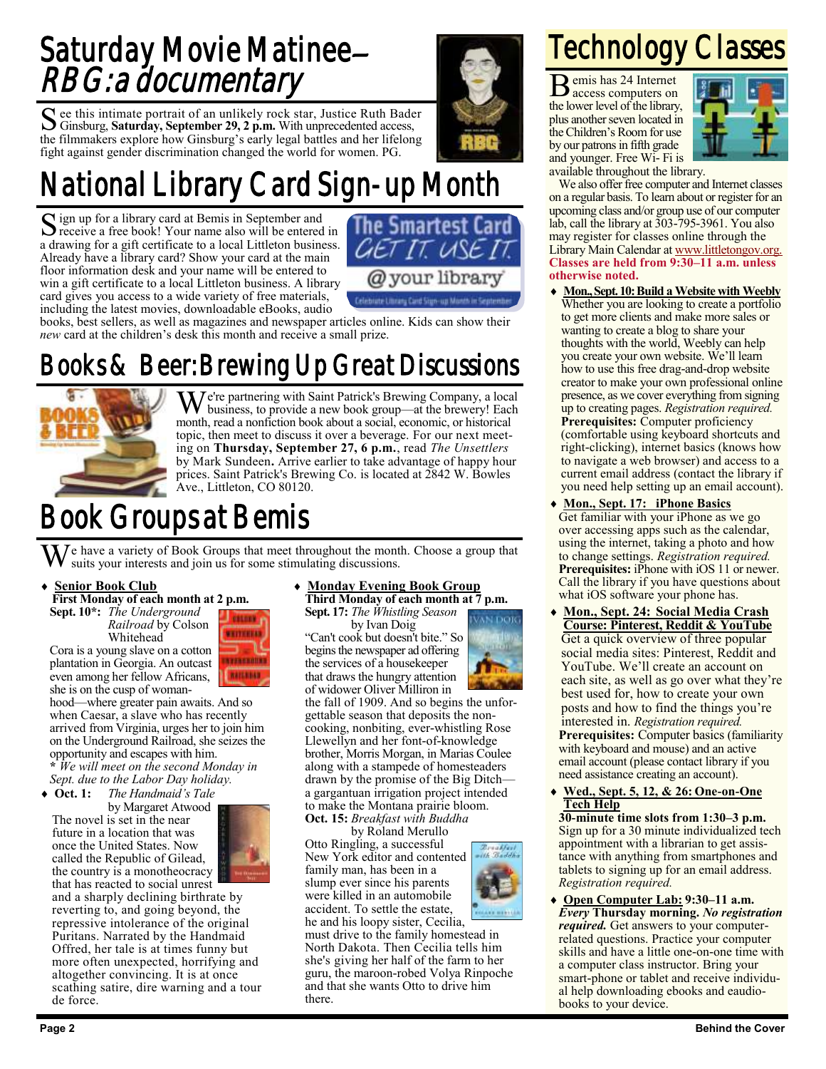# Saturday Movie Matinee—*RBG: a documentary*

See this intimate portrait of an unlikely rock star, Justice Ruth Bader Ginsburg, **Saturday, September 29, 2 p.m.** With unprecedented access, the filmmakers explore how Ginsburg's early legal battles and her lifelong fight against gender discrimination changed the world for women. PG.

# National Library Card Sign-up Month

Sign up for a library card at Bemis in September and receive a free book! Your name also will be entered in a drawing for a gift certificate to a local Littleton business. Already have a library card? Show your card at the main floor information desk and your name will be entered to win a gift certificate to a local Littleton business. A library card gives you access to a wide variety of free materials, including the latest movies, downloadable eBooks, audio books, best sellers, as well as magazines and newspaper articles online. Kids can show their *new* card at the children's desk this month and receive a small prize.

# Books & Beer: Brewing Up Great Discussions

We're partnering with Saint Patrick's Brewing Company, a local business, to provide a new book group—at the brewery! Each month, read a nonfiction book about a social, economic, or historical topic, then meet to discuss it over a beverage. For our next meeting on **Thursday, September 27, 6 p.m.**, read *The Unsettlers* by Mark Sundeen**.** Arrive earlier to take advantage of happy hour prices. Saint Patrick's Brewing Co. is located at 2842 W. Bowles Ave., Littleton, CO 80120.

# Book Groups at Bemis

We have a variety of Book Groups that meet throughout the month. Choose a group that suits your interests and join us for some stimulating discussions.

- **Senior Book Club**
  **First Monday of each month at 2 p.m.**
  **Sept. 10\*:** *The Underground Railroad* by Colson Whitehead
  Cora is a young slave on a cotton plantation in Georgia. An outcast even among her fellow Africans, she is on the cusp of womanhood—where greater pain awaits. And so when Caesar, a slave who has recently arrived from Virginia, urges her to join him on the Underground Railroad, she seizes the opportunity and escapes with him.
  **\*** *We will meet on the second Monday in Sept. due to the Labor Day holiday.*
- **Oct. 1:** *The Handmaid's Tale* by Margaret Atwood
  The novel is set in the near future in a location that was once the United States. Now called the Republic of Gilead, the country is a monotheocracy that has reacted to social unrest and a sharply declining birthrate by reverting to, and going beyond, the repressive intolerance of the original Puritans. Narrated by the Handmaid Offred, her tale is at times funny but more often unexpected, horrifying and altogether convincing. It is at once scathing satire, dire warning and a tour de force.

- **Monday Evening Book Group**
  **Third Monday of each month at 7 p.m.**
  **Sept. 17:** *The Whistling Season* by Ivan Doig
  "Can't cook but doesn't bite." So begins the newspaper ad offering the services of a housekeeper that draws the hungry attention of widower Oliver Milliron in the fall of 1909. And so begins the unforgettable season that deposits the non-cooking, nonbiting, ever-whistling Rose Llewellyn and her font-of-knowledge brother, Morris Morgan, in Marias Coulee along with a stampede of homesteaders drawn by the promise of the Big Ditch—a gargantuan irrigation project intended to make the Montana prairie bloom.
  **Oct. 15:** *Breakfast with Buddha* by Roland Merullo
  Otto Ringling, a successful New York editor and contented family man, has been in a slump ever since his parents were killed in an automobile accident. To settle the estate, he and his loopy sister, Cecilia, must drive to the family homestead in North Dakota. Then Cecilia tells him she's giving her half of the farm to her guru, the maroon-robed Volya Rinpoche and that she wants Otto to drive him there.

# Technology Classes

Bemis has 24 Internet access computers on the lower level of the library, plus another seven located in the Children's Room for use by our patrons in fifth grade and younger. Free Wi-Fi is available throughout the library.

We also offer free computer and Internet classes on a regular basis. To learn about or register for an upcoming class and/or group use of our computer lab, call the library at 303-795-3961. You also may register for classes online through the Library Main Calendar at www.littletongov.org. **Classes are held from 9:30–11 a.m. unless otherwise noted.**

- **Mon., Sept. 10: Build a Website with Weebly**
  Whether you are looking to create a portfolio to get more clients and make more sales or wanting to create a blog to share your thoughts with the world, Weebly can help you create your own website. We'll learn how to use this free drag-and-drop website creator to make your own professional online presence, as we cover everything from signing up to creating pages. *Registration required.*
  **Prerequisites:** Computer proficiency (comfortable using keyboard shortcuts and right-clicking), internet basics (knows how to navigate a web browser) and access to a current email address (contact the library if you need help setting up an email account).
- **Mon., Sept. 17: iPhone Basics**
  Get familiar with your iPhone as we go over accessing apps such as the calendar, using the internet, taking a photo and how to change settings. *Registration required.*
  **Prerequisites:** iPhone with iOS 11 or newer. Call the library if you have questions about what iOS software your phone has.
- **Mon., Sept. 24: Social Media Crash Course: Pinterest, Reddit & YouTube**
  Get a quick overview of three popular social media sites: Pinterest, Reddit and YouTube. We'll create an account on each site, as well as go over what they're best used for, how to create your own posts and how to find the things you're interested in. *Registration required.*
  **Prerequisites:** Computer basics (familiarity with keyboard and mouse) and an active email account (please contact library if you need assistance creating an account).
- **Wed., Sept. 5, 12, & 26: One-on-One Tech Help**
  **30-minute time slots from 1:30–3 p.m.**
  Sign up for a 30 minute individualized tech appointment with a librarian to get assistance with anything from smartphones and tablets to signing up for an email address. *Registration required.*
- **Open Computer Lab:** **9:30–11 a.m.** ***Every*** **Thursday morning.** ***No registration required.*** Get answers to your computer-related questions. Practice your computer skills and have a little one-on-one time with a computer class instructor. Bring your smart-phone or tablet and receive individual help downloading ebooks and eaudiobooks to your device.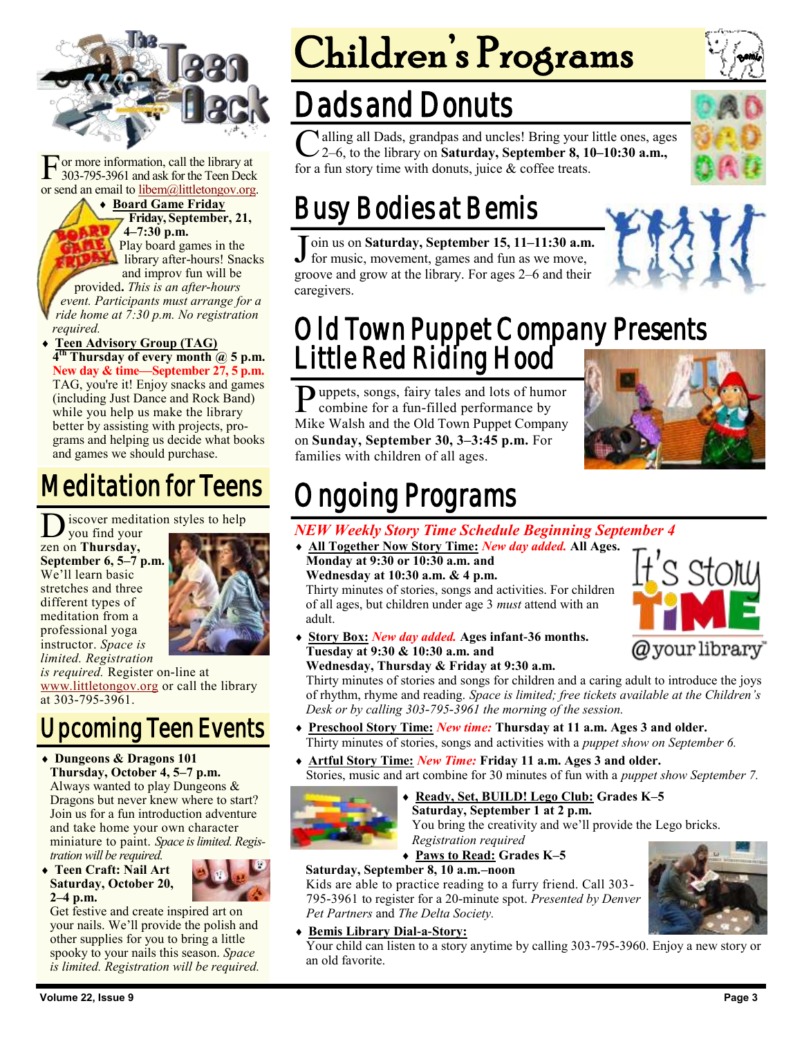For more information, call the library at 303-795-3961 and ask for the Teen Deck or send an email to libem@littletongov.org.

- **Board Game Friday**
  **Friday, September, 21, 4–7:30 p.m.**
  Play board games in the library after-hours! Snacks and improv fun will be provided. *This is an after-hours event. Participants must arrange for a ride home at 7:30 p.m. No registration required.*
- **Teen Advisory Group (TAG)**
  **4th Thursday of every month @ 5 p.m.**
  **New day & time—September 27, 5 p.m.**
  TAG, you're it! Enjoy snacks and games (including Just Dance and Rock Band) while you help us make the library better by assisting with projects, programs and helping us decide what books and games we should purchase.

## Meditation for Teens

Discover meditation styles to help you find your zen on **Thursday, September 6, 5–7 p.m.** We'll learn basic stretches and three different types of meditation from a professional yoga instructor. *Space is limited. Registration is required.* Register on-line at www.littletongov.org or call the library at 303-795-3961.

## Upcoming Teen Events

- **Dungeons & Dragons 101**
  **Thursday, October 4, 5–7 p.m.**
  Always wanted to play Dungeons & Dragons but never knew where to start? Join us for a fun introduction adventure and take home your own character miniature to paint. *Space is limited. Registration will be required.*
- **Teen Craft: Nail Art**
  **Saturday, October 20, 2–4 p.m.**
  Get festive and create inspired art on your nails. We'll provide the polish and other supplies for you to bring a little spooky to your nails this season. *Space is limited. Registration will be required.*

# Children's Programs

## Dads and Donuts

Calling all Dads, grandpas and uncles! Bring your little ones, ages 2–6, to the library on **Saturday, September 8, 10–10:30 a.m.,** for a fun story time with donuts, juice & coffee treats.

## Busy Bodies at Bemis

Join us on **Saturday, September 15, 11–11:30 a.m.** for music, movement, games and fun as we move, groove and grow at the library. For ages 2–6 and their caregivers.

## Old Town Puppet Company Presents Little Red Riding Hood

Puppets, songs, fairy tales and lots of humor combine for a fun-filled performance by Mike Walsh and the Old Town Puppet Company on **Sunday, September 30, 3–3:45 p.m.** For families with children of all ages.

## Ongoing Programs

***NEW Weekly Story Time Schedule Beginning September 4***

- **All Together Now Story Time:** ***New day added.*** **All Ages.**
  **Monday at 9:30 or 10:30 a.m. and Wednesday at 10:30 a.m. & 4 p.m.**
  Thirty minutes of stories, songs and activities. For children of all ages, but children under age 3 *must* attend with an adult.
- **Story Box:** ***New day added.*** **Ages infant-36 months.**
  **Tuesday at 9:30 & 10:30 a.m. and Wednesday, Thursday & Friday at 9:30 a.m.**
  Thirty minutes of stories and songs for children and a caring adult to introduce the joys of rhythm, rhyme and reading. *Space is limited; free tickets available at the Children's Desk or by calling 303-795-3961 the morning of the session.*
- **Preschool Story Time:** ***New time:*** **Thursday at 11 a.m. Ages 3 and older.**
  Thirty minutes of stories, songs and activities with a *puppet show on September 6.*
- **Artful Story Time:** ***New Time:*** **Friday 11 a.m. Ages 3 and older.**
  Stories, music and art combine for 30 minutes of fun with a *puppet show September 7.*
- **Ready, Set, BUILD! Lego Club:** **Grades K–5**
  **Saturday, September 1 at 2 p.m.**
  You bring the creativity and we'll provide the Lego bricks. *Registration required*
- **Paws to Read:** **Grades K–5**
  **Saturday, September 8, 10 a.m.–noon**
  Kids are able to practice reading to a furry friend. Call 303-795-3961 to register for a 20-minute spot. *Presented by Denver Pet Partners* and *The Delta Society.*
- **Bemis Library Dial-a-Story:**
  Your child can listen to a story anytime by calling 303-795-3960. Enjoy a new story or an old favorite.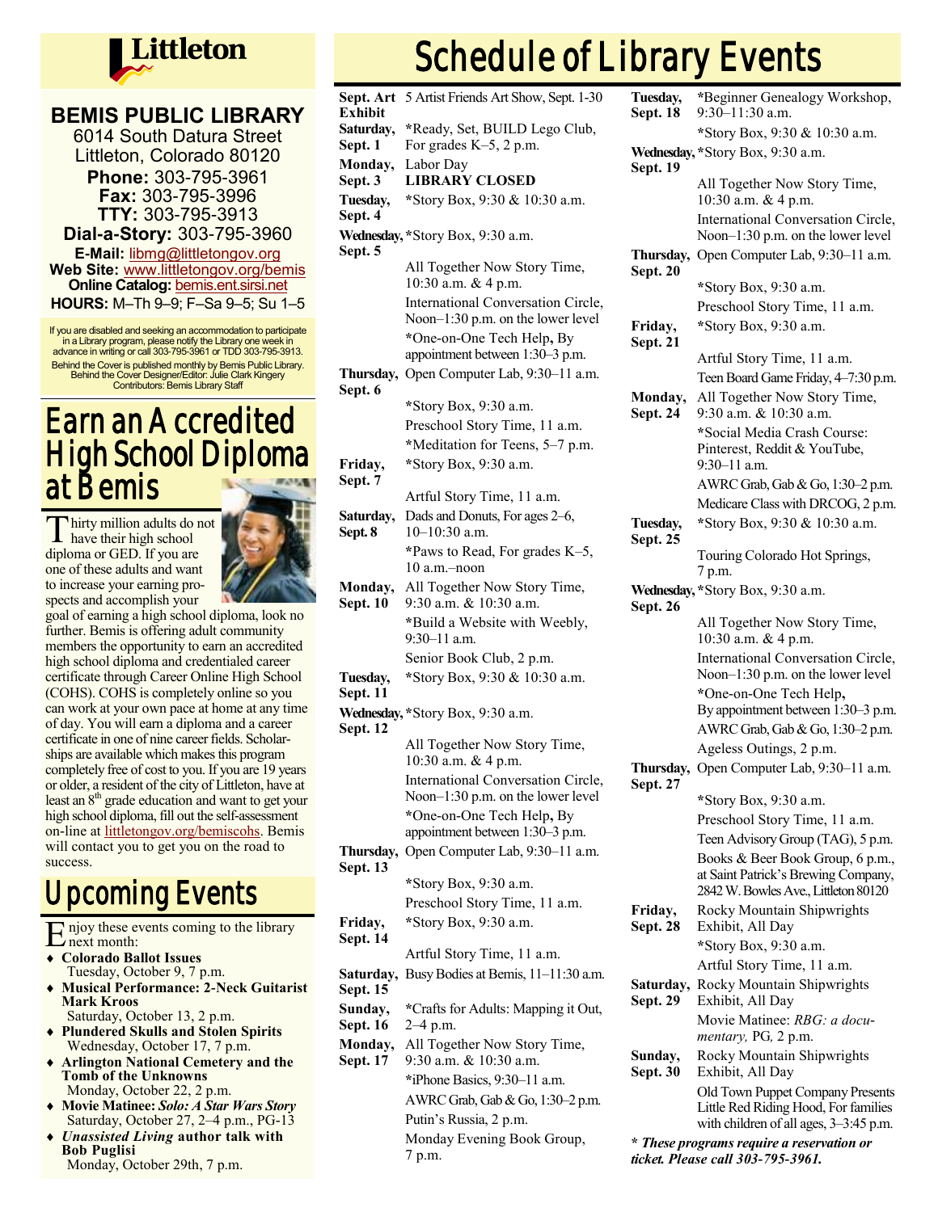# Littleton

## BEMIS PUBLIC LIBRARY

6014 South Datura Street
Littleton, Colorado 80120
**Phone:** 303-795-3961
**Fax:** 303-795-3996
**TTY:** 303-795-3913
**Dial-a-Story:** 303-795-3960
**E-Mail:** libmg@littletongov.org
**Web Site:** www.littletongov.org/bemis
**Online Catalog:** bemis.ent.sirsi.net
**HOURS:** M–Th 9–9; F–Sa 9–5; Su 1–5

If you are disabled and seeking an accommodation to participate in a Library program, please notify the Library one week in advance in writing or call 303-795-3961 or TDD 303-795-3913.
Behind the Cover is published monthly by Bemis Public Library.
Behind the Cover Designer/Editor: Julie Clark Kingery
Contributors: Bemis Library Staff

# Earn an Accredited High School Diploma at Bemis

Thirty million adults do not have their high school diploma or GED. If you are one of these adults and want to increase your earning prospects and accomplish your goal of earning a high school diploma, look no further. Bemis is offering adult community members the opportunity to earn an accredited high school diploma and credentialed career certificate through Career Online High School (COHS). COHS is completely online so you can work at your own pace at home at any time of day. You will earn a diploma and a career certificate in one of nine career fields. Scholarships are available which makes this program completely free of cost to you. If you are 19 years or older, a resident of the city of Littleton, have at least an 8th grade education and want to get your high school diploma, fill out the self-assessment on-line at littletongov.org/bemiscohs. Bemis will contact you to get you on the road to success.

# Upcoming Events

Enjoy these events coming to the library next month:

- **Colorado Ballot Issues**
  Tuesday, October 9, 7 p.m.
- **Musical Performance: 2-Neck Guitarist Mark Kroos**
  Saturday, October 13, 2 p.m.
- **Plundered Skulls and Stolen Spirits**
  Wednesday, October 17, 7 p.m.
- **Arlington National Cemetery and the Tomb of the Unknowns**
  Monday, October 22, 2 p.m.
- **Movie Matinee: *Solo: A Star Wars Story***
  Saturday, October 27, 2–4 p.m., PG-13
- ***Unassisted Living* author talk with Bob Puglisi**
  Monday, October 29th, 7 p.m.

# Schedule of Library Events

**Sept. Art Exhibit**
5 Artist Friends Art Show, Sept. 1-30

**Saturday, Sept. 1**
*Ready, Set, BUILD Lego Club, For grades K–5, 2 p.m.

**Monday, Sept. 3**
Labor Day
**LIBRARY CLOSED**

**Tuesday, Sept. 4**
*Story Box, 9:30 & 10:30 a.m.

**Wednesday, Sept. 5**
*Story Box, 9:30 a.m.
All Together Now Story Time, 10:30 a.m. & 4 p.m.
International Conversation Circle, Noon–1:30 p.m. on the lower level
*One-on-One Tech Help, By appointment between 1:30–3 p.m.

**Thursday, Sept. 6**
Open Computer Lab, 9:30–11 a.m.
*Story Box, 9:30 a.m.
Preschool Story Time, 11 a.m.
*Meditation for Teens, 5–7 p.m.

**Friday, Sept. 7**
*Story Box, 9:30 a.m.
Artful Story Time, 11 a.m.

**Saturday, Sept. 8**
Dads and Donuts, For ages 2–6, 10–10:30 a.m.
*Paws to Read, For grades K–5, 10 a.m.–noon

**Monday, Sept. 10**
All Together Now Story Time, 9:30 a.m. & 10:30 a.m.
*Build a Website with Weebly, 9:30–11 a.m.
Senior Book Club, 2 p.m.

**Tuesday, Sept. 11**
*Story Box, 9:30 & 10:30 a.m.

**Wednesday, Sept. 12**
*Story Box, 9:30 a.m.
All Together Now Story Time, 10:30 a.m. & 4 p.m.
International Conversation Circle, Noon–1:30 p.m. on the lower level
*One-on-One Tech Help, By appointment between 1:30–3 p.m.

**Thursday, Sept. 13**
Open Computer Lab, 9:30–11 a.m.
*Story Box, 9:30 a.m.
Preschool Story Time, 11 a.m.

**Friday, Sept. 14**
*Story Box, 9:30 a.m.
Artful Story Time, 11 a.m.

**Saturday, Sept. 15**
Busy Bodies at Bemis, 11–11:30 a.m.

**Sunday, Sept. 16**
*Crafts for Adults: Mapping it Out, 2–4 p.m.

**Monday, Sept. 17**
All Together Now Story Time, 9:30 a.m. & 10:30 a.m.
*iPhone Basics, 9:30–11 a.m.
AWRC Grab, Gab & Go, 1:30–2 p.m.
Putin's Russia, 2 p.m.
Monday Evening Book Group, 7 p.m.

**Tuesday, Sept. 18**
*Beginner Genealogy Workshop, 9:30–11:30 a.m.
*Story Box, 9:30 & 10:30 a.m.

**Wednesday, Sept. 19**
*Story Box, 9:30 a.m.
All Together Now Story Time, 10:30 a.m. & 4 p.m.
International Conversation Circle, Noon–1:30 p.m. on the lower level

**Thursday, Sept. 20**
Open Computer Lab, 9:30–11 a.m.
*Story Box, 9:30 a.m.
Preschool Story Time, 11 a.m.

**Friday, Sept. 21**
*Story Box, 9:30 a.m.
Artful Story Time, 11 a.m.
Teen Board Game Friday, 4–7:30 p.m.

**Monday, Sept. 24**
All Together Now Story Time, 9:30 a.m. & 10:30 a.m.
*Social Media Crash Course: Pinterest, Reddit & YouTube, 9:30–11 a.m.
AWRC Grab, Gab & Go, 1:30–2 p.m.
Medicare Class with DRCOG, 2 p.m.

**Tuesday, Sept. 25**
*Story Box, 9:30 & 10:30 a.m.
Touring Colorado Hot Springs, 7 p.m.

**Wednesday, Sept. 26**
*Story Box, 9:30 a.m.
All Together Now Story Time, 10:30 a.m. & 4 p.m.
International Conversation Circle, Noon–1:30 p.m. on the lower level
*One-on-One Tech Help, By appointment between 1:30–3 p.m.
AWRC Grab, Gab & Go, 1:30–2 p.m.
Ageless Outings, 2 p.m.

**Thursday, Sept. 27**
Open Computer Lab, 9:30–11 a.m.
*Story Box, 9:30 a.m.
Preschool Story Time, 11 a.m.
Teen Advisory Group (TAG), 5 p.m.
Books & Beer Book Group, 6 p.m., at Saint Patrick's Brewing Company, 2842 W. Bowles Ave., Littleton 80120

**Friday, Sept. 28**
Rocky Mountain Shipwrights Exhibit, All Day
*Story Box, 9:30 a.m.
Artful Story Time, 11 a.m.

**Saturday, Sept. 29**
Rocky Mountain Shipwrights Exhibit, All Day
Movie Matinee: *RBG: a documentary,* PG, 2 p.m.

**Sunday, Sept. 30**
Rocky Mountain Shipwrights Exhibit, All Day
Old Town Puppet Company Presents Little Red Riding Hood, For families with children of all ages, 3–3:45 p.m.

***\* These programs require a reservation or ticket. Please call 303-795-3961.***